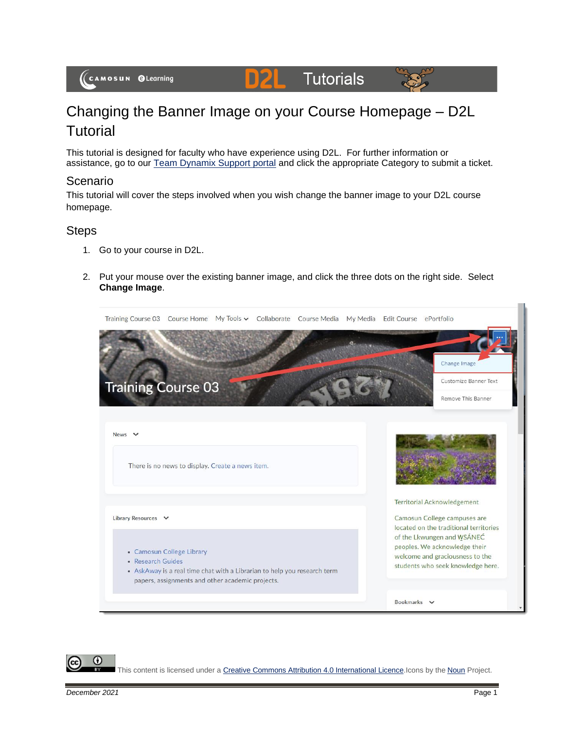# Changing the Banner Image on your Course Homepage – D2L Tutorial

This tutorial is designed for faculty who have experience using D2L. For further information or assistance, go to our Team Dynamix Support portal and click the appropriate Category to submit a ticket.

## Scenario

This tutorial will cover the steps involved when you wish change the banner image to your D2L course homepage.

## Steps

1. Go to your course in D2L.
2. Put your mouse over the existing banner image, and click the three dots on the right side. Select **Change Image**.

This content is licensed under a Creative Commons Attribution 4.0 International Licence. Icons by the Noun Project.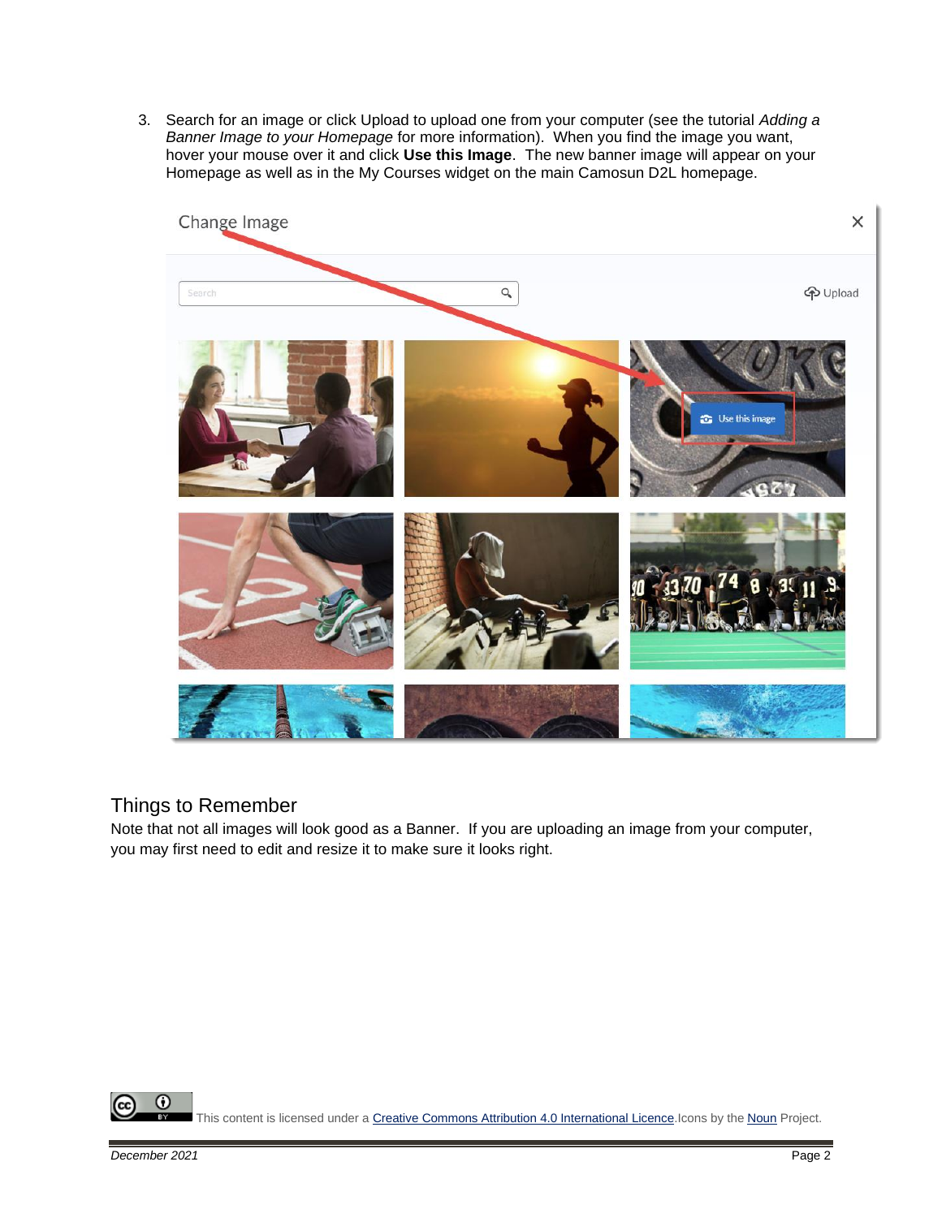3. Search for an image or click Upload to upload one from your computer (see the tutorial *Adding a Banner Image to your Homepage* for more information). When you find the image you want, hover your mouse over it and click **Use this Image**. The new banner image will appear on your Homepage as well as in the My Courses widget on the main Camosun D2L homepage.

## Things to Remember

Note that not all images will look good as a Banner. If you are uploading an image from your computer, you may first need to edit and resize it to make sure it looks right.

This content is licensed under a [Creative Commons Attribution 4.0 International Licence](). Icons by the [Noun]() Project.

*December 2021*